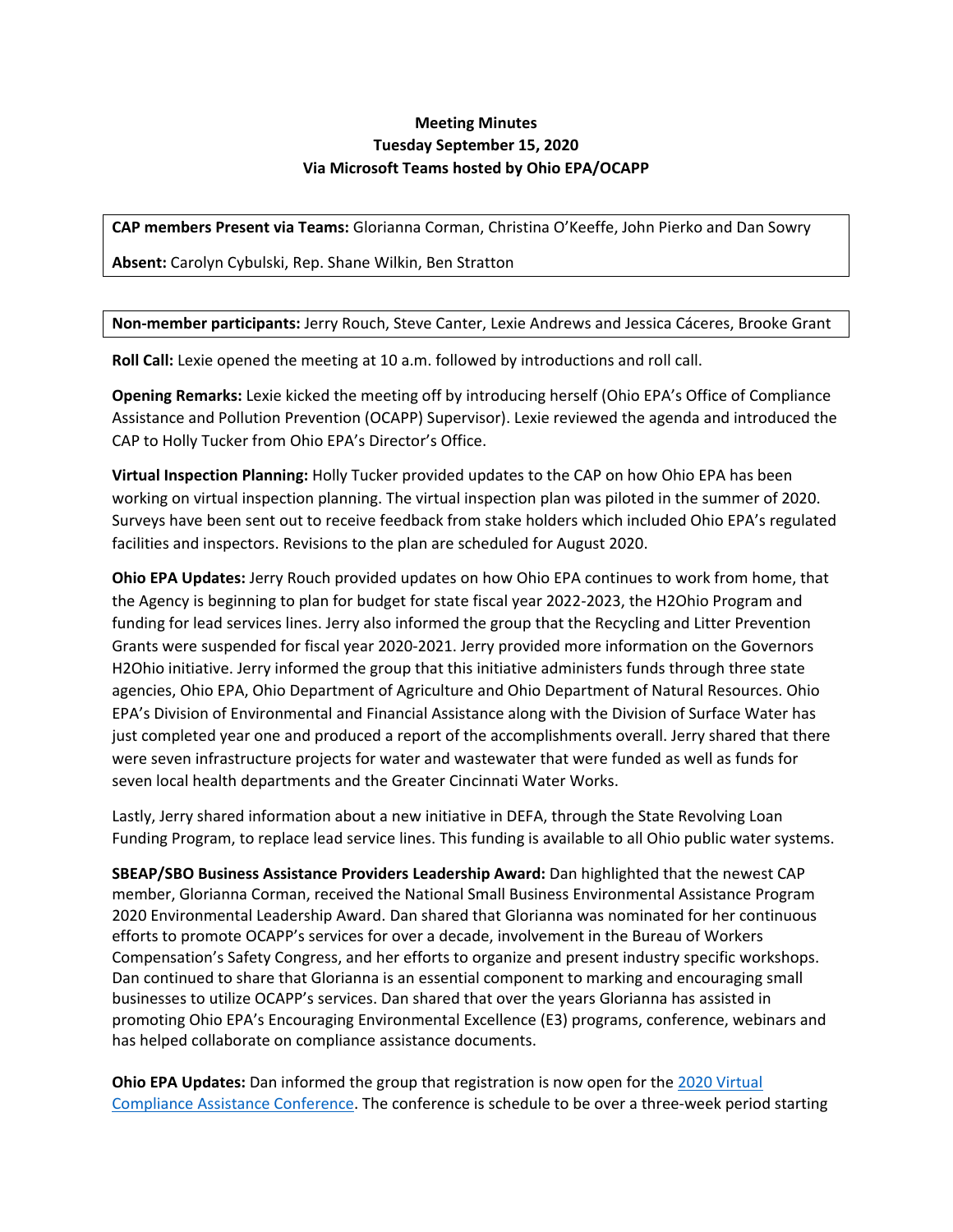**Meeting Minutes**
**Tuesday September 15, 2020**
**Via Microsoft Teams hosted by Ohio EPA/OCAPP**

**CAP members Present via Teams:** Glorianna Corman, Christina O'Keeffe, John Pierko and Dan Sowry

**Absent:** Carolyn Cybulski, Rep. Shane Wilkin, Ben Stratton

**Non-member participants:** Jerry Rouch, Steve Canter, Lexie Andrews and Jessica Cáceres, Brooke Grant

**Roll Call:** Lexie opened the meeting at 10 a.m. followed by introductions and roll call.

**Opening Remarks:** Lexie kicked the meeting off by introducing herself (Ohio EPA's Office of Compliance Assistance and Pollution Prevention (OCAPP) Supervisor). Lexie reviewed the agenda and introduced the CAP to Holly Tucker from Ohio EPA's Director's Office.

**Virtual Inspection Planning:** Holly Tucker provided updates to the CAP on how Ohio EPA has been working on virtual inspection planning. The virtual inspection plan was piloted in the summer of 2020. Surveys have been sent out to receive feedback from stake holders which included Ohio EPA's regulated facilities and inspectors. Revisions to the plan are scheduled for August 2020.

**Ohio EPA Updates:** Jerry Rouch provided updates on how Ohio EPA continues to work from home, that the Agency is beginning to plan for budget for state fiscal year 2022-2023, the H2Ohio Program and funding for lead services lines. Jerry also informed the group that the Recycling and Litter Prevention Grants were suspended for fiscal year 2020-2021. Jerry provided more information on the Governors H2Ohio initiative. Jerry informed the group that this initiative administers funds through three state agencies, Ohio EPA, Ohio Department of Agriculture and Ohio Department of Natural Resources. Ohio EPA's Division of Environmental and Financial Assistance along with the Division of Surface Water has just completed year one and produced a report of the accomplishments overall. Jerry shared that there were seven infrastructure projects for water and wastewater that were funded as well as funds for seven local health departments and the Greater Cincinnati Water Works.

Lastly, Jerry shared information about a new initiative in DEFA, through the State Revolving Loan Funding Program, to replace lead service lines. This funding is available to all Ohio public water systems.

**SBEAP/SBO Business Assistance Providers Leadership Award:** Dan highlighted that the newest CAP member, Glorianna Corman, received the National Small Business Environmental Assistance Program 2020 Environmental Leadership Award. Dan shared that Glorianna was nominated for her continuous efforts to promote OCAPP's services for over a decade, involvement in the Bureau of Workers Compensation's Safety Congress, and her efforts to organize and present industry specific workshops. Dan continued to share that Glorianna is an essential component to marking and encouraging small businesses to utilize OCAPP's services. Dan shared that over the years Glorianna has assisted in promoting Ohio EPA's Encouraging Environmental Excellence (E3) programs, conference, webinars and has helped collaborate on compliance assistance documents.

**Ohio EPA Updates:** Dan informed the group that registration is now open for the [2020 Virtual Compliance Assistance Conference](). The conference is schedule to be over a three-week period starting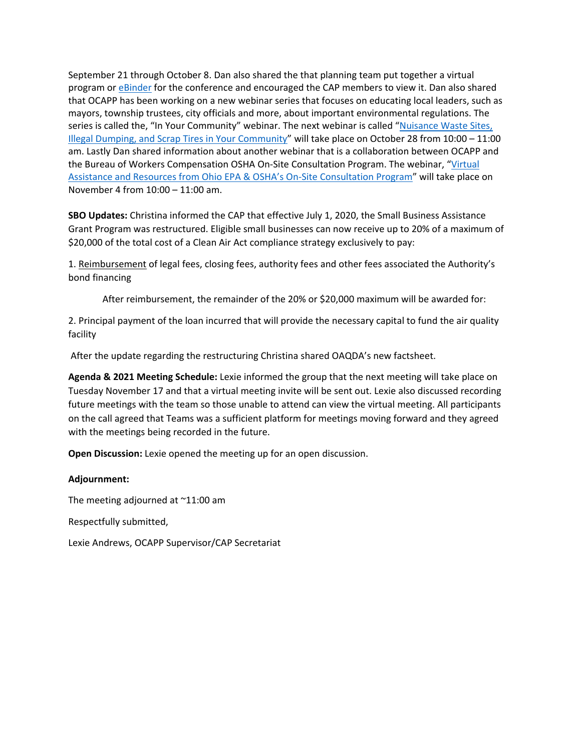September 21 through October 8. Dan also shared the that planning team put together a virtual program or eBinder for the conference and encouraged the CAP members to view it. Dan also shared that OCAPP has been working on a new webinar series that focuses on educating local leaders, such as mayors, township trustees, city officials and more, about important environmental regulations. The series is called the, "In Your Community" webinar. The next webinar is called "Nuisance Waste Sites, Illegal Dumping, and Scrap Tires in Your Community" will take place on October 28 from 10:00 – 11:00 am. Lastly Dan shared information about another webinar that is a collaboration between OCAPP and the Bureau of Workers Compensation OSHA On-Site Consultation Program. The webinar, "Virtual Assistance and Resources from Ohio EPA & OSHA's On-Site Consultation Program" will take place on November 4 from 10:00 – 11:00 am.

**SBO Updates:** Christina informed the CAP that effective July 1, 2020, the Small Business Assistance Grant Program was restructured. Eligible small businesses can now receive up to 20% of a maximum of $20,000 of the total cost of a Clean Air Act compliance strategy exclusively to pay:

1. Reimbursement of legal fees, closing fees, authority fees and other fees associated the Authority's bond financing

After reimbursement, the remainder of the 20% or $20,000 maximum will be awarded for:

2. Principal payment of the loan incurred that will provide the necessary capital to fund the air quality facility

After the update regarding the restructuring Christina shared OAQDA's new factsheet.

**Agenda & 2021 Meeting Schedule:** Lexie informed the group that the next meeting will take place on Tuesday November 17 and that a virtual meeting invite will be sent out. Lexie also discussed recording future meetings with the team so those unable to attend can view the virtual meeting. All participants on the call agreed that Teams was a sufficient platform for meetings moving forward and they agreed with the meetings being recorded in the future.

**Open Discussion:** Lexie opened the meeting up for an open discussion.

**Adjournment:**

The meeting adjourned at ~11:00 am

Respectfully submitted,

Lexie Andrews, OCAPP Supervisor/CAP Secretariat